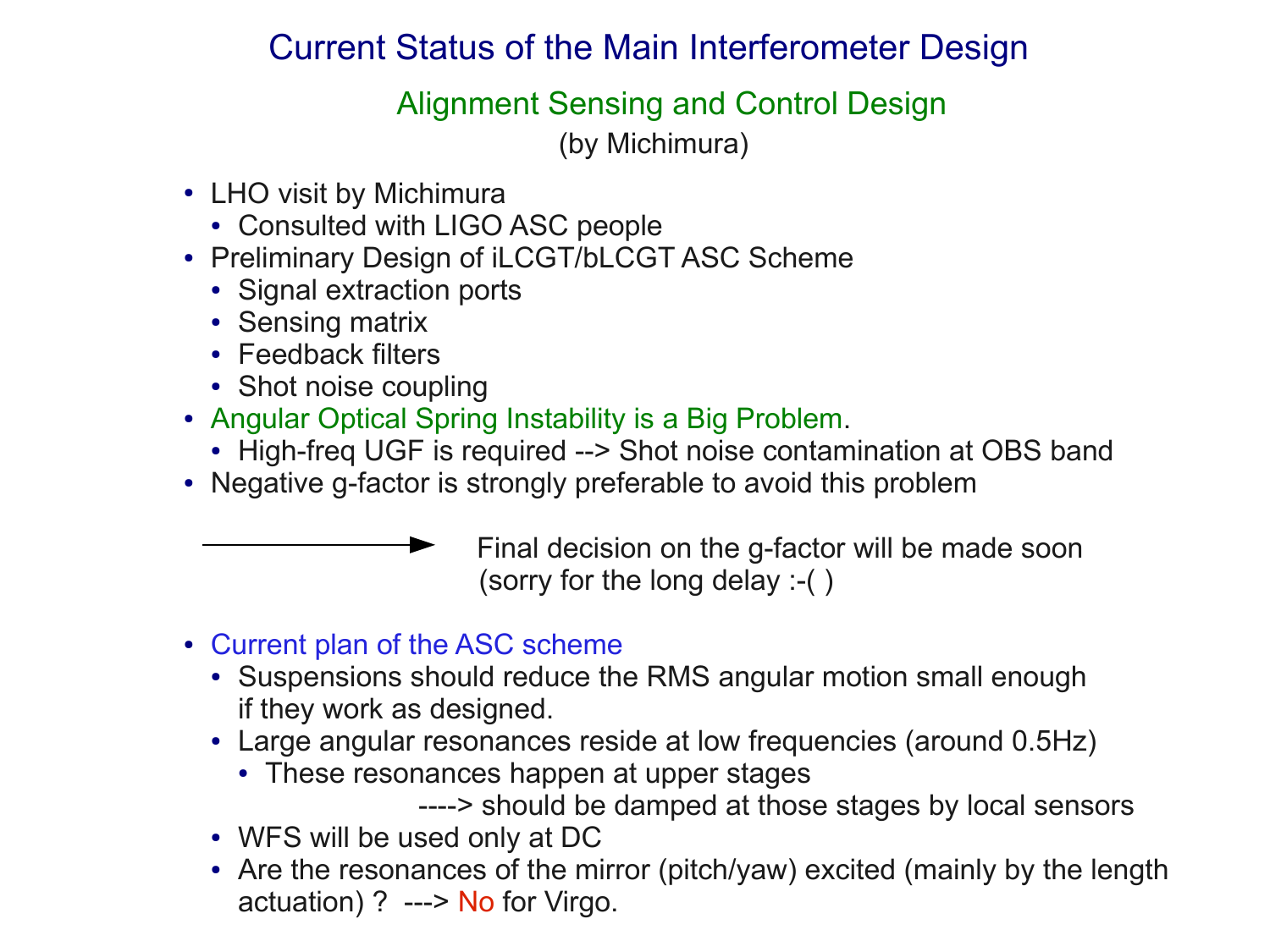# Current Status of the Main Interferometer Design

## Alignment Sensing and Control Design

(by Michimura)

- LHO visit by Michimura
  - Consulted with LIGO ASC people
- Preliminary Design of iLCGT/bLCGT ASC Scheme
  - Signal extraction ports
  - Sensing matrix
  - Feedback filters
  - Shot noise coupling
- Angular Optical Spring Instability is a Big Problem.
  - High-freq UGF is required --> Shot noise contamination at OBS band
- Negative g-factor is strongly preferable to avoid this problem

→ Final decision on the g-factor will be made soon (sorry for the long delay :-( )

- Current plan of the ASC scheme
  - Suspensions should reduce the RMS angular motion small enough if they work as designed.
  - Large angular resonances reside at low frequencies (around 0.5Hz)
    - These resonances happen at upper stages

      ----> should be damped at those stages by local sensors
  - WFS will be used only at DC
  - Are the resonances of the mirror (pitch/yaw) excited (mainly by the length actuation) ? ---> No for Virgo.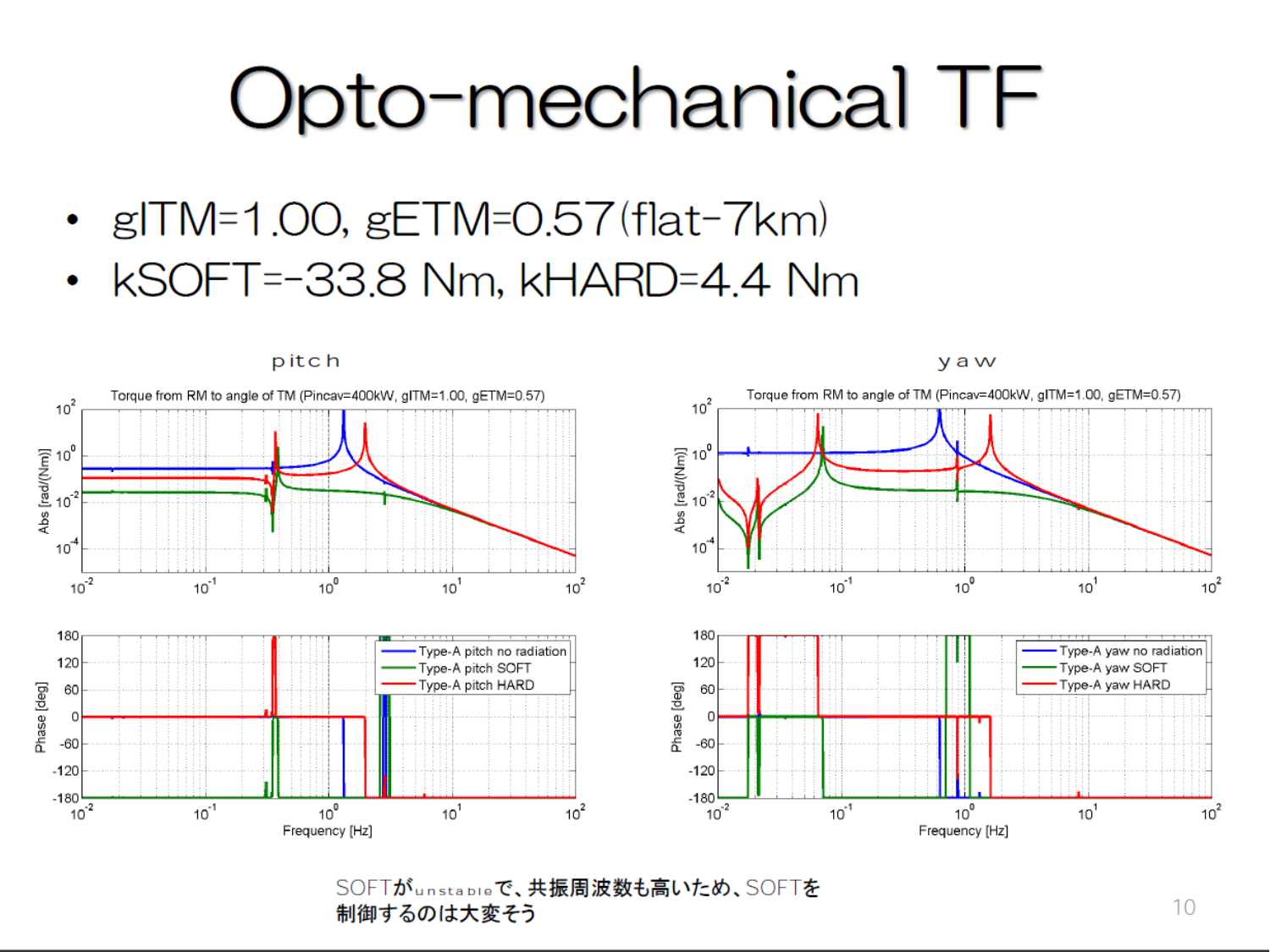# Opto-mechanical TF

- gITM=1.00, gETM=0.57 (flat-7km)
- kSOFT=-33.8 Nm, kHARD=4.4 Nm

pitch

Torque from RM to angle of TM (Pincav=400kW, gITM=1.00, gETM=0.57)

yaw

Torque from RM to angle of TM (Pincav=400kW, gITM=1.00, gETM=0.57)

SOFTがunstableで、共振周波数も高いため、SOFTを制御するのは大変そう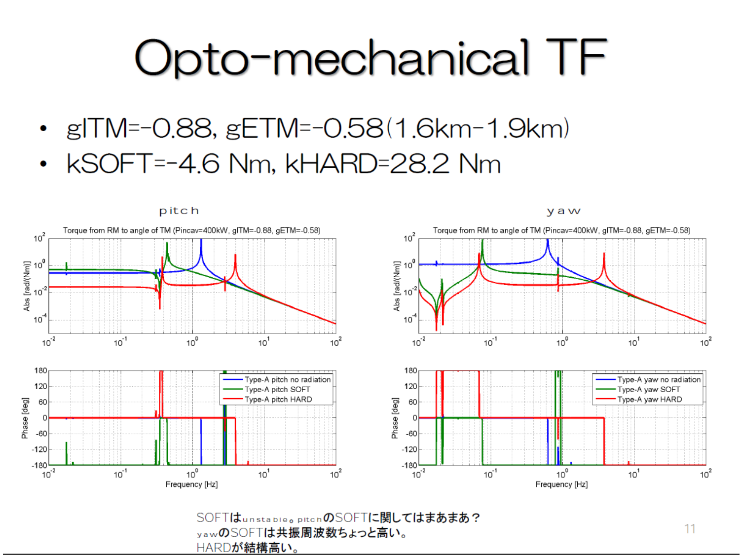# Opto-mechanical TF

- gITM=-0.88, gETM=-0.58(1.6km-1.9km)
- kSOFT=-4.6 Nm, kHARD=28.2 Nm

SOFTは unstable。pitch のSOFTに関してはまあまあ？
yaw のSOFTは共振周波数ちょっと高い。
HARDが結構高い。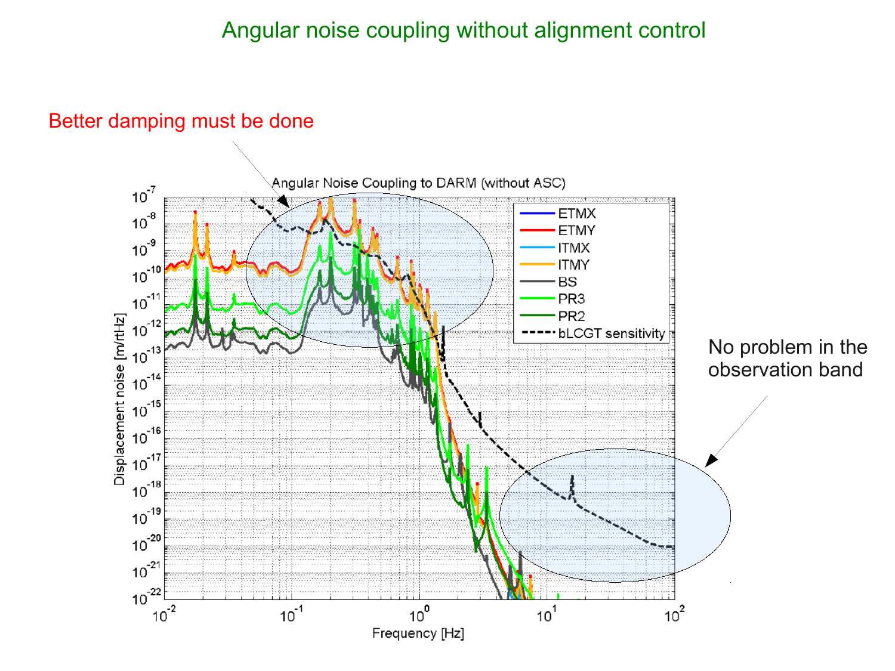# Angular noise coupling without alignment control

Better damping must be done

**Angular Noise Coupling to DARM (without ASC)**

No problem in the observation band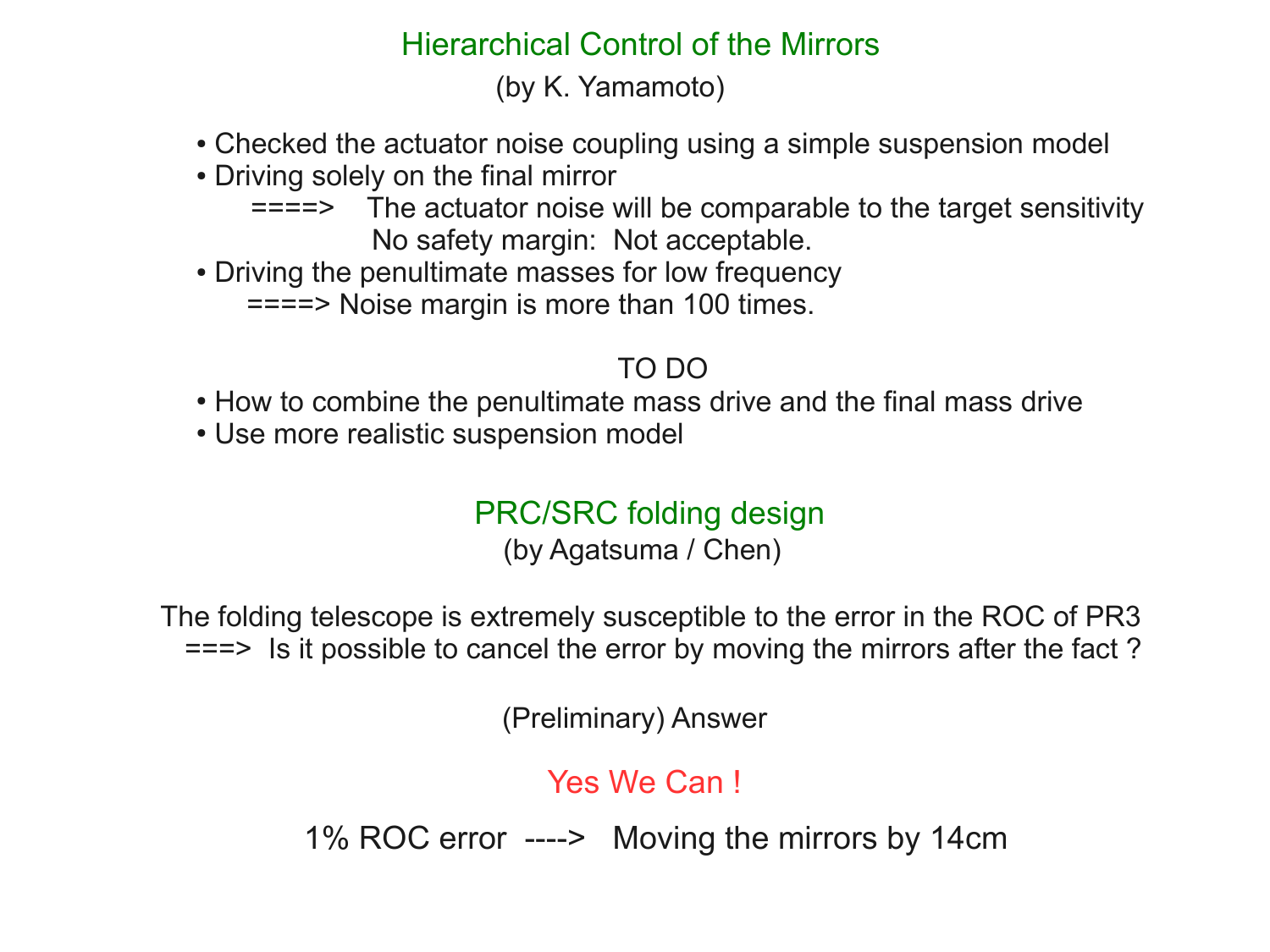## Hierarchical Control of the Mirrors

(by K. Yamamoto)

- Checked the actuator noise coupling using a simple suspension model
- Driving solely on the final mirror
  ====> The actuator noise will be comparable to the target sensitivity
  No safety margin: Not acceptable.
- Driving the penultimate masses for low frequency
  ====> Noise margin is more than 100 times.

TO DO

- How to combine the penultimate mass drive and the final mass drive
- Use more realistic suspension model

## PRC/SRC folding design

(by Agatsuma / Chen)

The folding telescope is extremely susceptible to the error in the ROC of PR3
===> Is it possible to cancel the error by moving the mirrors after the fact ?

(Preliminary) Answer

Yes We Can !

1% ROC error ----> Moving the mirrors by 14cm